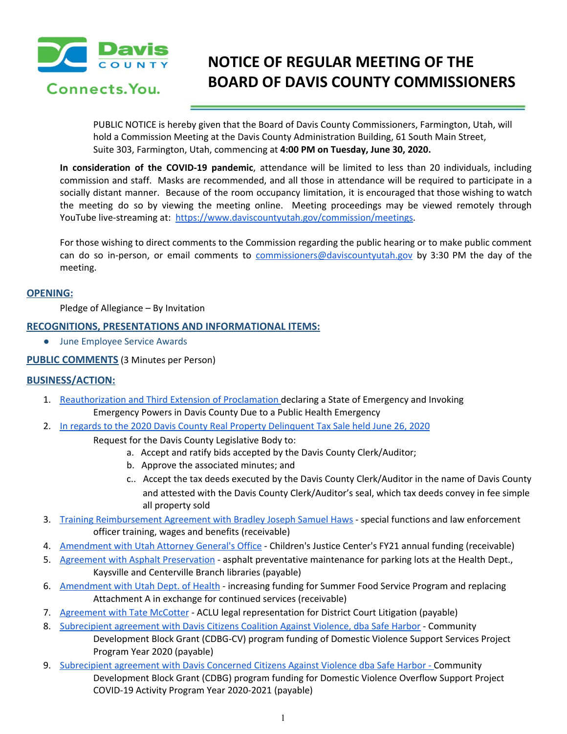# NOTICE OF REGULAR MEETING OF THE BOARD OF DAVIS COUNTY COMMISSIONERS

PUBLIC NOTICE is hereby given that the Board of Davis County Commissioners, Farmington, Utah, will hold a Commission Meeting at the Davis County Administration Building, 61 South Main Street, Suite 303, Farmington, Utah, commencing at **4:00 PM on Tuesday, June 30, 2020.**

**In consideration of the COVID-19 pandemic**, attendance will be limited to less than 20 individuals, including commission and staff. Masks are recommended, and all those in attendance will be required to participate in a socially distant manner. Because of the room occupancy limitation, it is encouraged that those wishing to watch the meeting do so by viewing the meeting online. Meeting proceedings may be viewed remotely through YouTube live-streaming at: https://www.daviscountyutah.gov/commission/meetings.

For those wishing to direct comments to the Commission regarding the public hearing or to make public comment can do so in-person, or email comments to commissioners@daviscountyutah.gov by 3:30 PM the day of the meeting.

## OPENING:

Pledge of Allegiance – By Invitation

## RECOGNITIONS, PRESENTATIONS AND INFORMATIONAL ITEMS:

- June Employee Service Awards

## PUBLIC COMMENTS (3 Minutes per Person)

## BUSINESS/ACTION:

1. Reauthorization and Third Extension of Proclamation declaring a State of Emergency and Invoking Emergency Powers in Davis County Due to a Public Health Emergency
2. In regards to the 2020 Davis County Real Property Delinquent Tax Sale held June 26, 2020
   Request for the Davis County Legislative Body to:
   a. Accept and ratify bids accepted by the Davis County Clerk/Auditor;
   b. Approve the associated minutes; and
   c.. Accept the tax deeds executed by the Davis County Clerk/Auditor in the name of Davis County and attested with the Davis County Clerk/Auditor's seal, which tax deeds convey in fee simple all property sold
3. Training Reimbursement Agreement with Bradley Joseph Samuel Haws - special functions and law enforcement officer training, wages and benefits (receivable)
4. Amendment with Utah Attorney General's Office - Children's Justice Center's FY21 annual funding (receivable)
5. Agreement with Asphalt Preservation - asphalt preventative maintenance for parking lots at the Health Dept., Kaysville and Centerville Branch libraries (payable)
6. Amendment with Utah Dept. of Health - increasing funding for Summer Food Service Program and replacing Attachment A in exchange for continued services (receivable)
7. Agreement with Tate McCotter - ACLU legal representation for District Court Litigation (payable)
8. Subrecipient agreement with Davis Citizens Coalition Against Violence, dba Safe Harbor - Community Development Block Grant (CDBG-CV) program funding of Domestic Violence Support Services Project Program Year 2020 (payable)
9. Subrecipient agreement with Davis Concerned Citizens Against Violence dba Safe Harbor - Community Development Block Grant (CDBG) program funding for Domestic Violence Overflow Support Project COVID-19 Activity Program Year 2020-2021 (payable)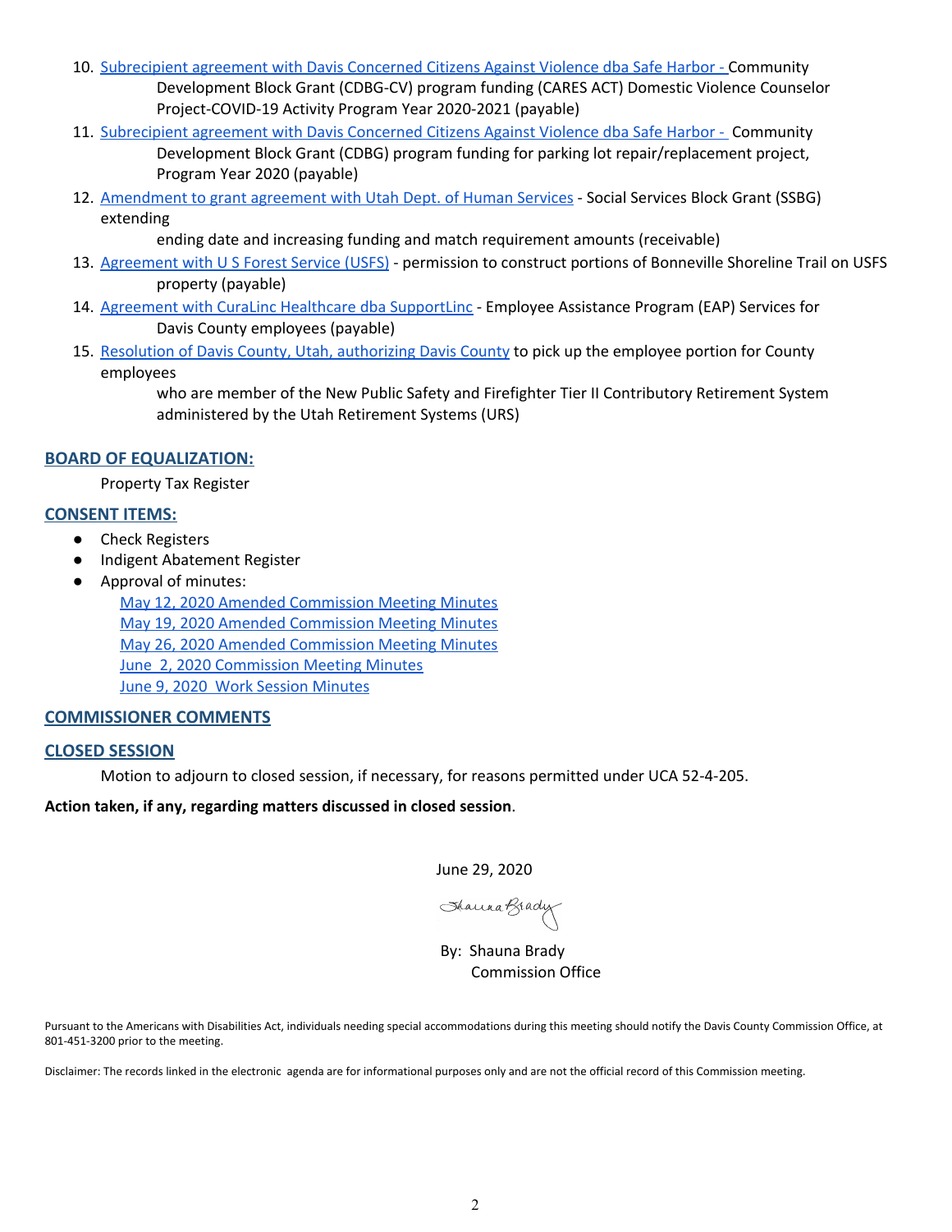10. Subrecipient agreement with Davis Concerned Citizens Against Violence dba Safe Harbor - Community Development Block Grant (CDBG-CV) program funding (CARES ACT) Domestic Violence Counselor Project-COVID-19 Activity Program Year 2020-2021 (payable)
11. Subrecipient agreement with Davis Concerned Citizens Against Violence dba Safe Harbor - Community Development Block Grant (CDBG) program funding for parking lot repair/replacement project, Program Year 2020 (payable)
12. Amendment to grant agreement with Utah Dept. of Human Services - Social Services Block Grant (SSBG) extending ending date and increasing funding and match requirement amounts (receivable)
13. Agreement with U S Forest Service (USFS) - permission to construct portions of Bonneville Shoreline Trail on USFS property (payable)
14. Agreement with CuraLinc Healthcare dba SupportLinc - Employee Assistance Program (EAP) Services for Davis County employees (payable)
15. Resolution of Davis County, Utah, authorizing Davis County to pick up the employee portion for County employees who are member of the New Public Safety and Firefighter Tier II Contributory Retirement System administered by the Utah Retirement Systems (URS)

## BOARD OF EQUALIZATION:

Property Tax Register

## CONSENT ITEMS:

- Check Registers
- Indigent Abatement Register
- Approval of minutes:
  - May 12, 2020 Amended Commission Meeting Minutes
  - May 19, 2020 Amended Commission Meeting Minutes
  - May 26, 2020 Amended Commission Meeting Minutes
  - June 2, 2020 Commission Meeting Minutes
  - June 9, 2020 Work Session Minutes

## COMMISSIONER COMMENTS

## CLOSED SESSION

Motion to adjourn to closed session, if necessary, for reasons permitted under UCA 52-4-205.

**Action taken, if any, regarding matters discussed in closed session**.

June 29, 2020

Shauna Brady

By: Shauna Brady
Commission Office

Pursuant to the Americans with Disabilities Act, individuals needing special accommodations during this meeting should notify the Davis County Commission Office, at 801-451-3200 prior to the meeting.

Disclaimer: The records linked in the electronic agenda are for informational purposes only and are not the official record of this Commission meeting.